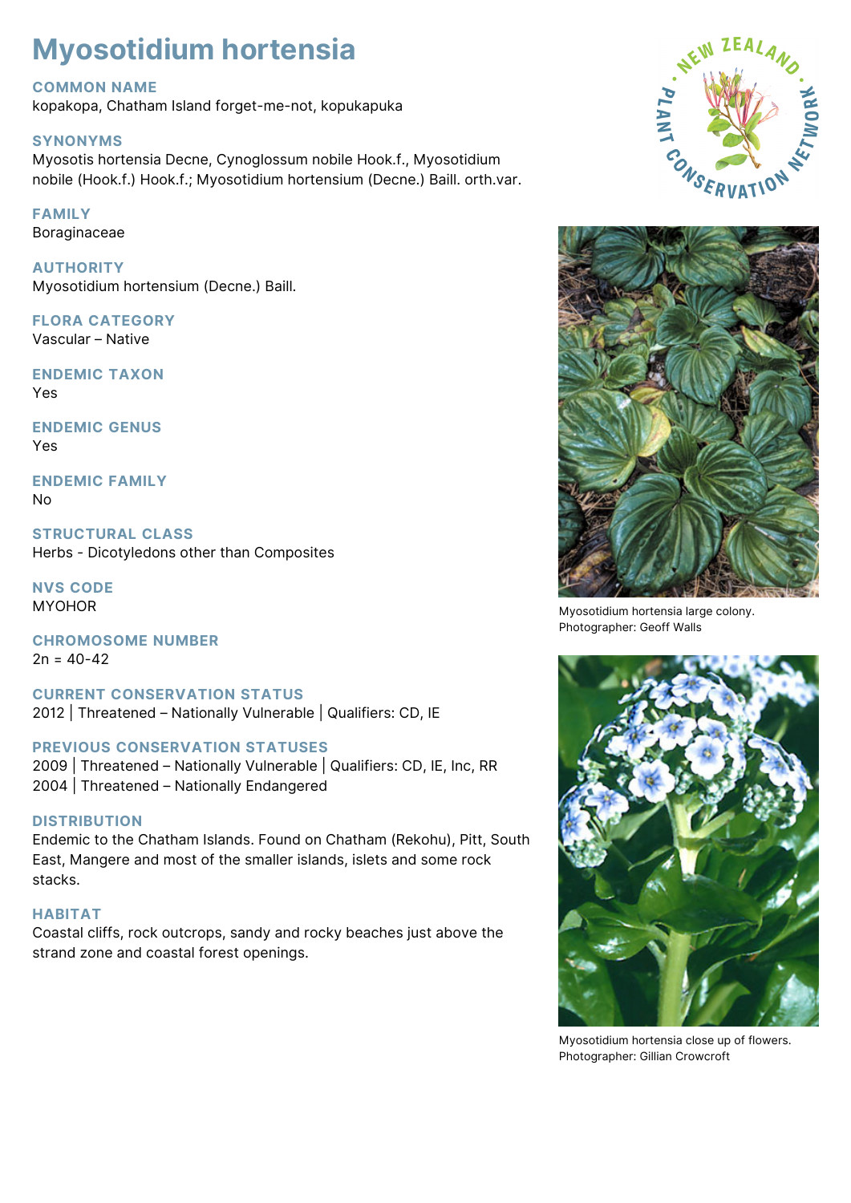# Myosotidium hortensia

## COMMON NAME
kopakopa, Chatham Island forget-me-not, kopukapuka

## SYNONYMS
Myosotis hortensia Decne, Cynoglossum nobile Hook.f., Myosotidium nobile (Hook.f.) Hook.f.; Myosotidium hortensium (Decne.) Baill. orth.var.

## FAMILY
Boraginaceae

## AUTHORITY
Myosotidium hortensium (Decne.) Baill.

## FLORA CATEGORY
Vascular – Native

## ENDEMIC TAXON
Yes

## ENDEMIC GENUS
Yes

## ENDEMIC FAMILY
No

## STRUCTURAL CLASS
Herbs - Dicotyledons other than Composites

## NVS CODE
MYOHOR

## CHROMOSOME NUMBER
2n = 40-42

## CURRENT CONSERVATION STATUS
2012 | Threatened – Nationally Vulnerable | Qualifiers: CD, IE

## PREVIOUS CONSERVATION STATUSES
2009 | Threatened – Nationally Vulnerable | Qualifiers: CD, IE, Inc, RR
2004 | Threatened – Nationally Endangered

## DISTRIBUTION
Endemic to the Chatham Islands. Found on Chatham (Rekohu), Pitt, South East, Mangere and most of the smaller islands, islets and some rock stacks.

## HABITAT
Coastal cliffs, rock outcrops, sandy and rocky beaches just above the strand zone and coastal forest openings.

Myosotidium hortensia large colony.
Photographer: Geoff Walls

Myosotidium hortensia close up of flowers.
Photographer: Gillian Crowcroft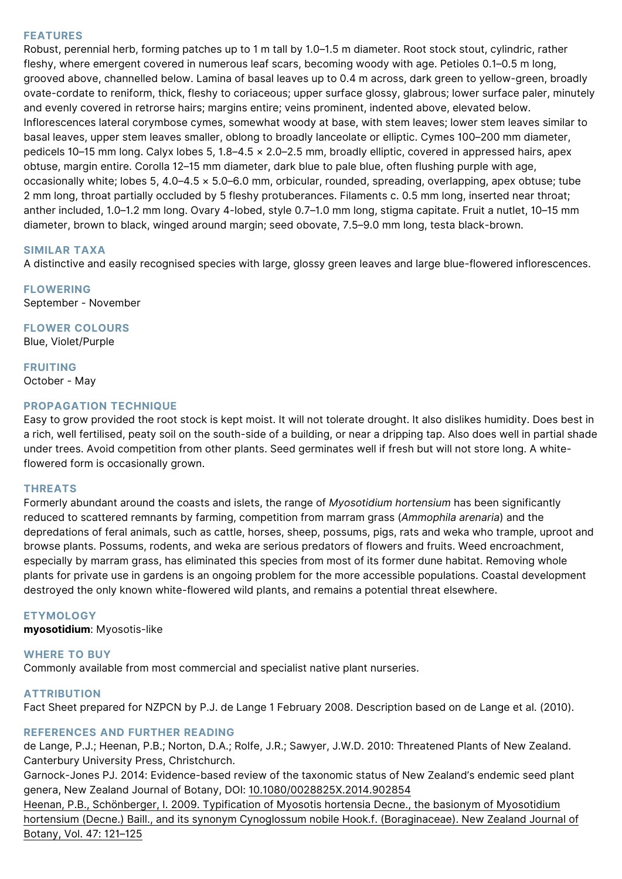## FEATURES

Robust, perennial herb, forming patches up to 1 m tall by 1.0–1.5 m diameter. Root stock stout, cylindric, rather fleshy, where emergent covered in numerous leaf scars, becoming woody with age. Petioles 0.1–0.5 m long, grooved above, channelled below. Lamina of basal leaves up to 0.4 m across, dark green to yellow-green, broadly ovate-cordate to reniform, thick, fleshy to coriaceous; upper surface glossy, glabrous; lower surface paler, minutely and evenly covered in retrorse hairs; margins entire; veins prominent, indented above, elevated below. Inflorescences lateral corymbose cymes, somewhat woody at base, with stem leaves; lower stem leaves similar to basal leaves, upper stem leaves smaller, oblong to broadly lanceolate or elliptic. Cymes 100–200 mm diameter, pedicels 10–15 mm long. Calyx lobes 5, 1.8–4.5 × 2.0–2.5 mm, broadly elliptic, covered in appressed hairs, apex obtuse, margin entire. Corolla 12–15 mm diameter, dark blue to pale blue, often flushing purple with age, occasionally white; lobes 5, 4.0–4.5 × 5.0–6.0 mm, orbicular, rounded, spreading, overlapping, apex obtuse; tube 2 mm long, throat partially occluded by 5 fleshy protuberances. Filaments c. 0.5 mm long, inserted near throat; anther included, 1.0–1.2 mm long. Ovary 4-lobed, style 0.7–1.0 mm long, stigma capitate. Fruit a nutlet, 10–15 mm diameter, brown to black, winged around margin; seed obovate, 7.5–9.0 mm long, testa black-brown.

## SIMILAR TAXA

A distinctive and easily recognised species with large, glossy green leaves and large blue-flowered inflorescences.

## FLOWERING

September - November

## FLOWER COLOURS

Blue, Violet/Purple

## FRUITING

October - May

## PROPAGATION TECHNIQUE

Easy to grow provided the root stock is kept moist. It will not tolerate drought. It also dislikes humidity. Does best in a rich, well fertilised, peaty soil on the south-side of a building, or near a dripping tap. Also does well in partial shade under trees. Avoid competition from other plants. Seed germinates well if fresh but will not store long. A white-flowered form is occasionally grown.

## THREATS

Formerly abundant around the coasts and islets, the range of *Myosotidium hortensium* has been significantly reduced to scattered remnants by farming, competition from marram grass (*Ammophila arenaria*) and the depredations of feral animals, such as cattle, horses, sheep, possums, pigs, rats and weka who trample, uproot and browse plants. Possums, rodents, and weka are serious predators of flowers and fruits. Weed encroachment, especially by marram grass, has eliminated this species from most of its former dune habitat. Removing whole plants for private use in gardens is an ongoing problem for the more accessible populations. Coastal development destroyed the only known white-flowered wild plants, and remains a potential threat elsewhere.

## ETYMOLOGY

**myosotidium**: Myosotis-like

## WHERE TO BUY

Commonly available from most commercial and specialist native plant nurseries.

## ATTRIBUTION

Fact Sheet prepared for NZPCN by P.J. de Lange 1 February 2008. Description based on de Lange et al. (2010).

## REFERENCES AND FURTHER READING

de Lange, P.J.; Heenan, P.B.; Norton, D.A.; Rolfe, J.R.; Sawyer, J.W.D. 2010: Threatened Plants of New Zealand. Canterbury University Press, Christchurch.

Garnock-Jones PJ. 2014: Evidence-based review of the taxonomic status of New Zealand's endemic seed plant genera, New Zealand Journal of Botany, DOI: 10.1080/0028825X.2014.902854

Heenan, P.B., Schönberger, I. 2009. Typification of Myosotis hortensia Decne., the basionym of Myosotidium hortensium (Decne.) Baill., and its synonym Cynoglossum nobile Hook.f. (Boraginaceae). New Zealand Journal of Botany, Vol. 47: 121–125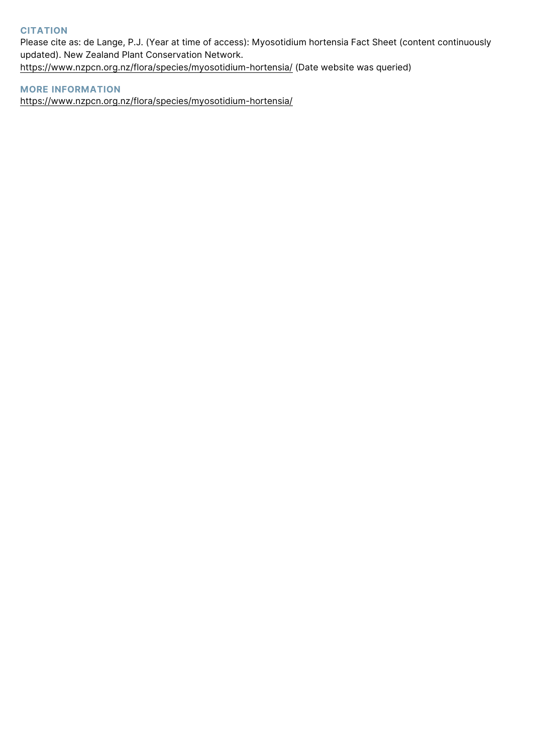## CITATION

Please cite as: de Lange, P.J. (Year at time of access): Myosotidium hortensia Fact Sheet (content continuously updated). New Zealand Plant Conservation Network.
https://www.nzpcn.org.nz/flora/species/myosotidium-hortensia/ (Date website was queried)

## MORE INFORMATION

https://www.nzpcn.org.nz/flora/species/myosotidium-hortensia/